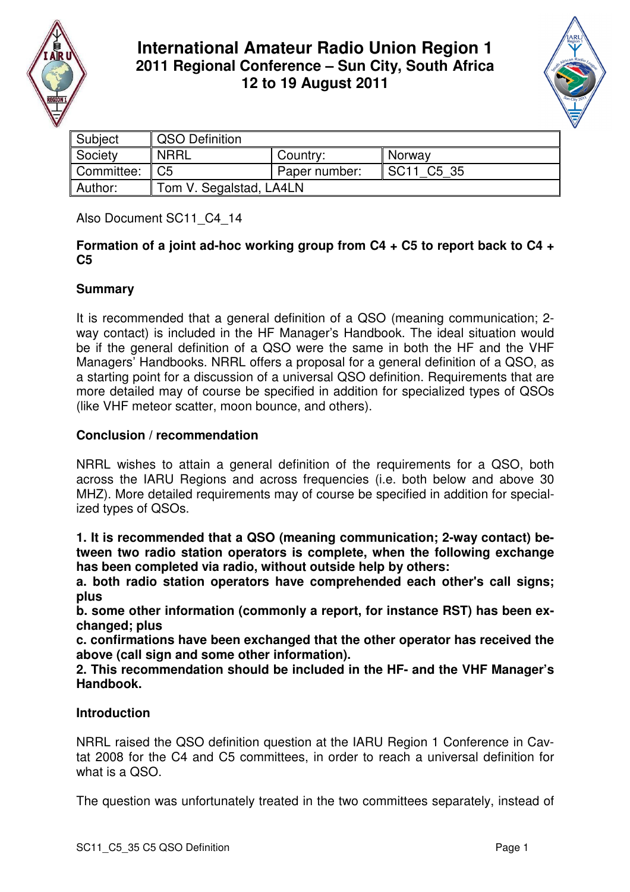# International Amateur Radio Union Region 1
## 2011 Regional Conference – Sun City, South Africa
## 12 to 19 August 2011

| Subject | QSO Definition | | |
|---|---|---|---|
| Society | NRRL | Country: | Norway |
| Committee: | C5 | Paper number: | SC11_C5_35 |
| Author: | Tom V. Segalstad, LA4LN | | |

Also Document SC11_C4_14

**Formation of a joint ad-hoc working group from C4 + C5 to report back to C4 + C5**

### Summary

It is recommended that a general definition of a QSO (meaning communication; 2-way contact) is included in the HF Manager's Handbook. The ideal situation would be if the general definition of a QSO were the same in both the HF and the VHF Managers' Handbooks. NRRL offers a proposal for a general definition of a QSO, as a starting point for a discussion of a universal QSO definition. Requirements that are more detailed may of course be specified in addition for specialized types of QSOs (like VHF meteor scatter, moon bounce, and others).

### Conclusion / recommendation

NRRL wishes to attain a general definition of the requirements for a QSO, both across the IARU Regions and across frequencies (i.e. both below and above 30 MHZ). More detailed requirements may of course be specified in addition for specialized types of QSOs.

**1. It is recommended that a QSO (meaning communication; 2-way contact) between two radio station operators is complete, when the following exchange has been completed via radio, without outside help by others:**
**a. both radio station operators have comprehended each other's call signs; plus**
**b. some other information (commonly a report, for instance RST) has been exchanged; plus**
**c. confirmations have been exchanged that the other operator has received the above (call sign and some other information).**
**2. This recommendation should be included in the HF- and the VHF Manager's Handbook.**

### Introduction

NRRL raised the QSO definition question at the IARU Region 1 Conference in Cavtat 2008 for the C4 and C5 committees, in order to reach a universal definition for what is a QSO.

The question was unfortunately treated in the two committees separately, instead of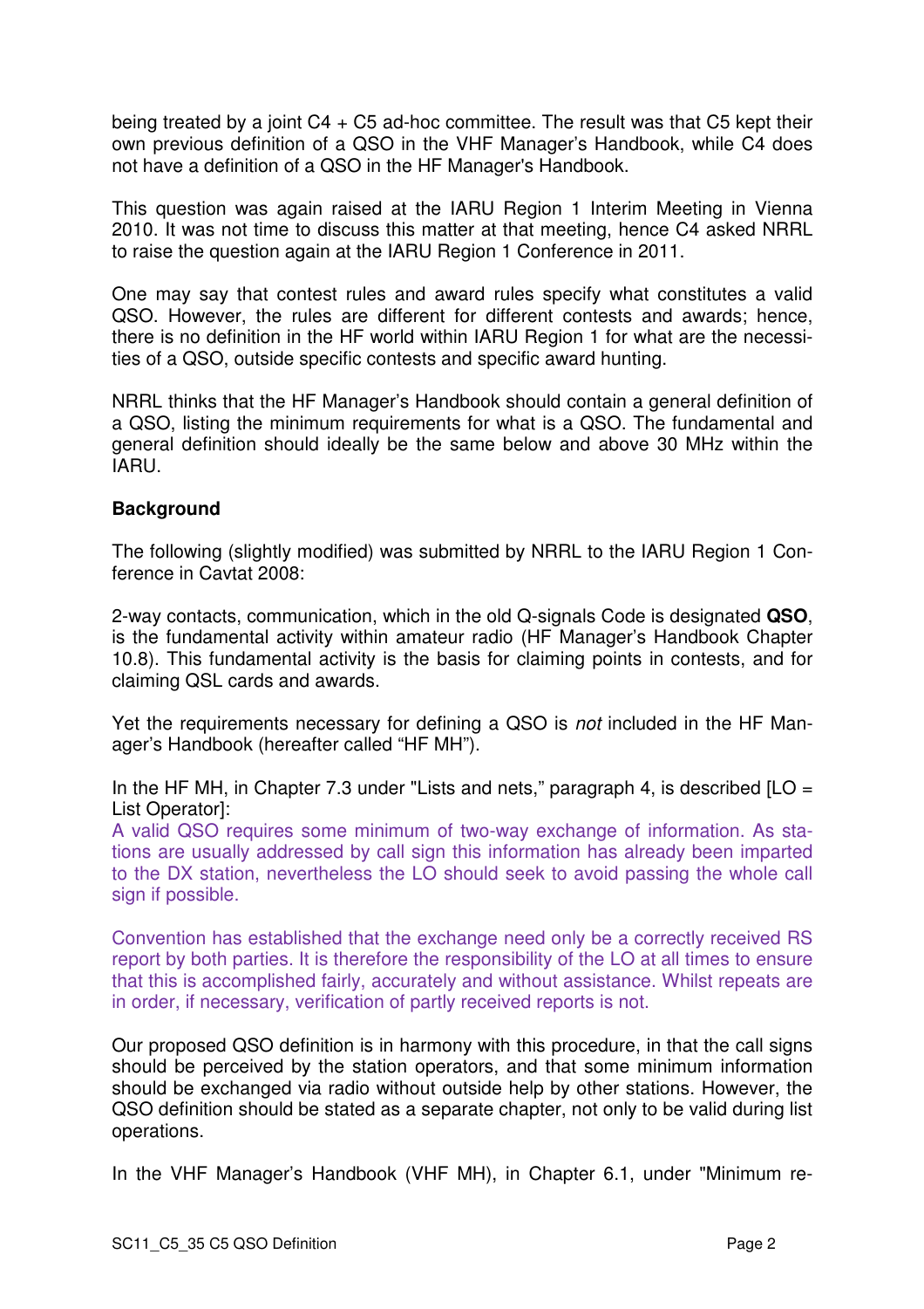being treated by a joint C4 + C5 ad-hoc committee. The result was that C5 kept their own previous definition of a QSO in the VHF Manager's Handbook, while C4 does not have a definition of a QSO in the HF Manager's Handbook.

This question was again raised at the IARU Region 1 Interim Meeting in Vienna 2010. It was not time to discuss this matter at that meeting, hence C4 asked NRRL to raise the question again at the IARU Region 1 Conference in 2011.

One may say that contest rules and award rules specify what constitutes a valid QSO. However, the rules are different for different contests and awards; hence, there is no definition in the HF world within IARU Region 1 for what are the necessities of a QSO, outside specific contests and specific award hunting.

NRRL thinks that the HF Manager's Handbook should contain a general definition of a QSO, listing the minimum requirements for what is a QSO. The fundamental and general definition should ideally be the same below and above 30 MHz within the IARU.

**Background**

The following (slightly modified) was submitted by NRRL to the IARU Region 1 Conference in Cavtat 2008:

2-way contacts, communication, which in the old Q-signals Code is designated **QSO**, is the fundamental activity within amateur radio (HF Manager's Handbook Chapter 10.8). This fundamental activity is the basis for claiming points in contests, and for claiming QSL cards and awards.

Yet the requirements necessary for defining a QSO is *not* included in the HF Manager's Handbook (hereafter called "HF MH").

In the HF MH, in Chapter 7.3 under "Lists and nets," paragraph 4, is described [LO = List Operator]:
A valid QSO requires some minimum of two-way exchange of information. As stations are usually addressed by call sign this information has already been imparted to the DX station, nevertheless the LO should seek to avoid passing the whole call sign if possible.

Convention has established that the exchange need only be a correctly received RS report by both parties. It is therefore the responsibility of the LO at all times to ensure that this is accomplished fairly, accurately and without assistance. Whilst repeats are in order, if necessary, verification of partly received reports is not.

Our proposed QSO definition is in harmony with this procedure, in that the call signs should be perceived by the station operators, and that some minimum information should be exchanged via radio without outside help by other stations. However, the QSO definition should be stated as a separate chapter, not only to be valid during list operations.

In the VHF Manager's Handbook (VHF MH), in Chapter 6.1, under "Minimum re-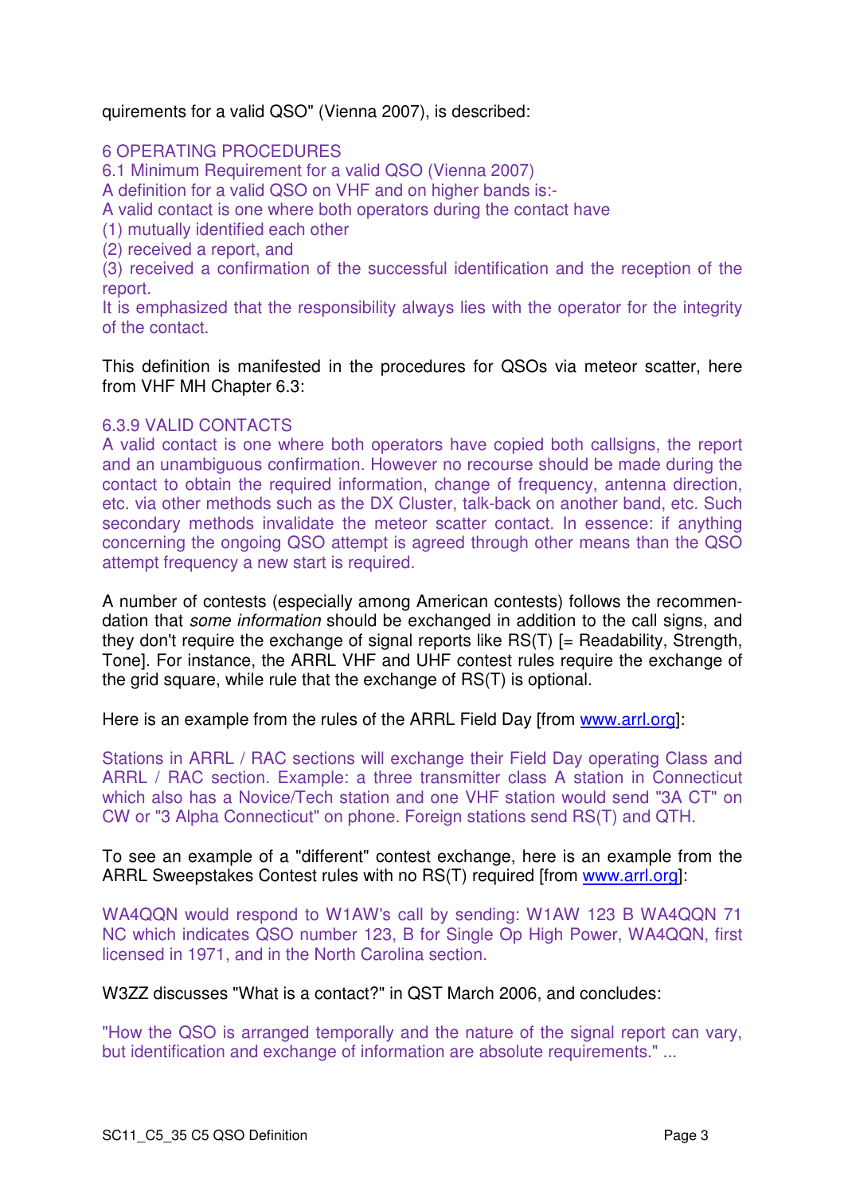quirements for a valid QSO" (Vienna 2007), is described:

6 OPERATING PROCEDURES
6.1 Minimum Requirement for a valid QSO (Vienna 2007)
A definition for a valid QSO on VHF and on higher bands is:-
A valid contact is one where both operators during the contact have
(1) mutually identified each other
(2) received a report, and
(3) received a confirmation of the successful identification and the reception of the report.
It is emphasized that the responsibility always lies with the operator for the integrity of the contact.

This definition is manifested in the procedures for QSOs via meteor scatter, here from VHF MH Chapter 6.3:

6.3.9 VALID CONTACTS
A valid contact is one where both operators have copied both callsigns, the report and an unambiguous confirmation. However no recourse should be made during the contact to obtain the required information, change of frequency, antenna direction, etc. via other methods such as the DX Cluster, talk-back on another band, etc. Such secondary methods invalidate the meteor scatter contact. In essence: if anything concerning the ongoing QSO attempt is agreed through other means than the QSO attempt frequency a new start is required.

A number of contests (especially among American contests) follows the recommendation that *some information* should be exchanged in addition to the call signs, and they don't require the exchange of signal reports like RS(T) [= Readability, Strength, Tone]. For instance, the ARRL VHF and UHF contest rules require the exchange of the grid square, while rule that the exchange of RS(T) is optional.

Here is an example from the rules of the ARRL Field Day [from www.arrl.org]:

Stations in ARRL / RAC sections will exchange their Field Day operating Class and ARRL / RAC section. Example: a three transmitter class A station in Connecticut which also has a Novice/Tech station and one VHF station would send "3A CT" on CW or "3 Alpha Connecticut" on phone. Foreign stations send RS(T) and QTH.

To see an example of a "different" contest exchange, here is an example from the ARRL Sweepstakes Contest rules with no RS(T) required [from www.arrl.org]:

WA4QQN would respond to W1AW's call by sending: W1AW 123 B WA4QQN 71 NC which indicates QSO number 123, B for Single Op High Power, WA4QQN, first licensed in 1971, and in the North Carolina section.

W3ZZ discusses "What is a contact?" in QST March 2006, and concludes:

"How the QSO is arranged temporally and the nature of the signal report can vary, but identification and exchange of information are absolute requirements." ...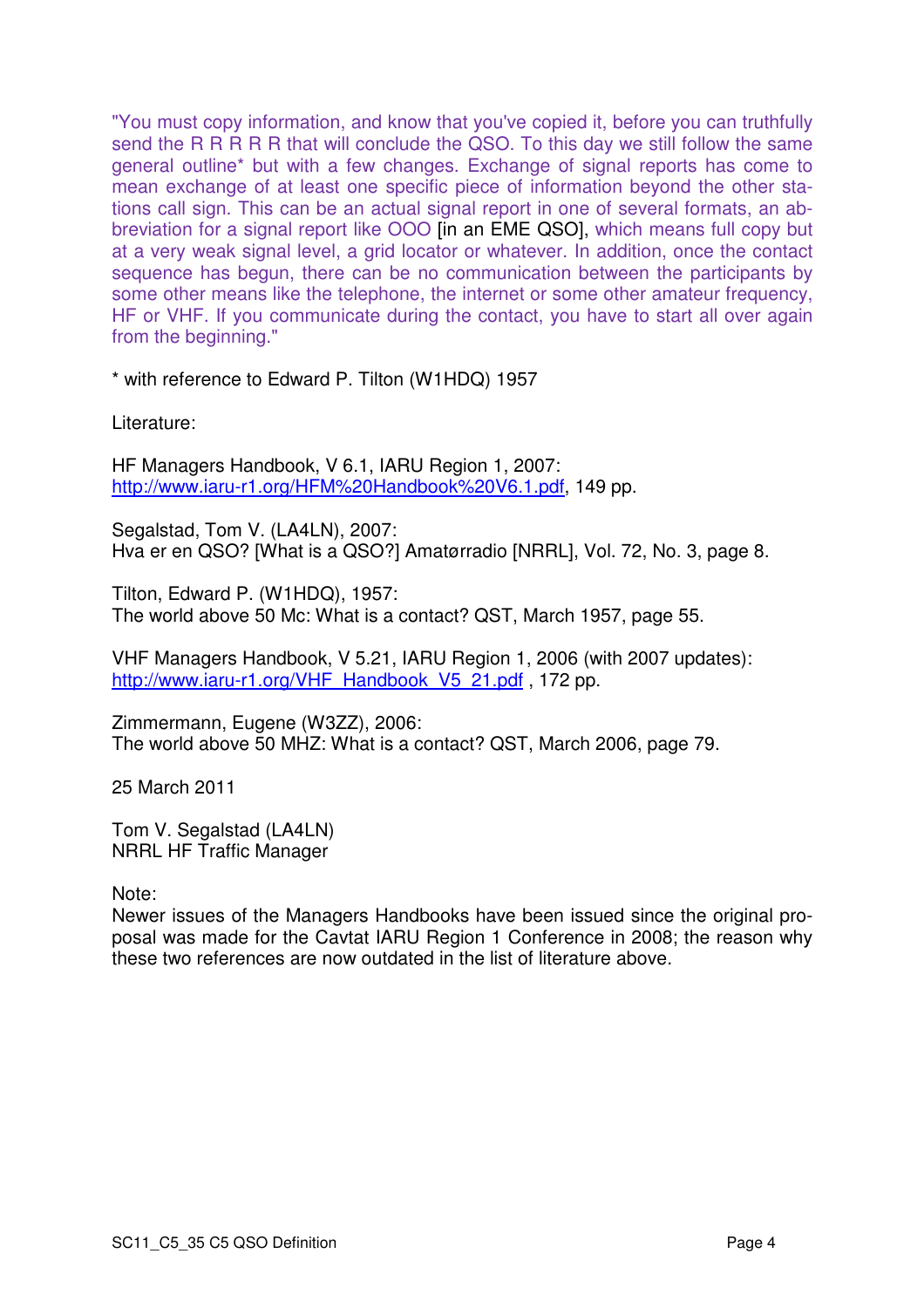"You must copy information, and know that you've copied it, before you can truthfully send the R R R R R that will conclude the QSO. To this day we still follow the same general outline* but with a few changes. Exchange of signal reports has come to mean exchange of at least one specific piece of information beyond the other stations call sign. This can be an actual signal report in one of several formats, an abbreviation for a signal report like OOO [in an EME QSO], which means full copy but at a very weak signal level, a grid locator or whatever. In addition, once the contact sequence has begun, there can be no communication between the participants by some other means like the telephone, the internet or some other amateur frequency, HF or VHF. If you communicate during the contact, you have to start all over again from the beginning."

* with reference to Edward P. Tilton (W1HDQ) 1957

Literature:

HF Managers Handbook, V 6.1, IARU Region 1, 2007:
http://www.iaru-r1.org/HFM%20Handbook%20V6.1.pdf, 149 pp.

Segalstad, Tom V. (LA4LN), 2007:
Hva er en QSO? [What is a QSO?] Amatørradio [NRRL], Vol. 72, No. 3, page 8.

Tilton, Edward P. (W1HDQ), 1957:
The world above 50 Mc: What is a contact? QST, March 1957, page 55.

VHF Managers Handbook, V 5.21, IARU Region 1, 2006 (with 2007 updates):
http://www.iaru-r1.org/VHF_Handbook_V5_21.pdf , 172 pp.

Zimmermann, Eugene (W3ZZ), 2006:
The world above 50 MHZ: What is a contact? QST, March 2006, page 79.

25 March 2011

Tom V. Segalstad (LA4LN)
NRRL HF Traffic Manager

Note:
Newer issues of the Managers Handbooks have been issued since the original proposal was made for the Cavtat IARU Region 1 Conference in 2008; the reason why these two references are now outdated in the list of literature above.